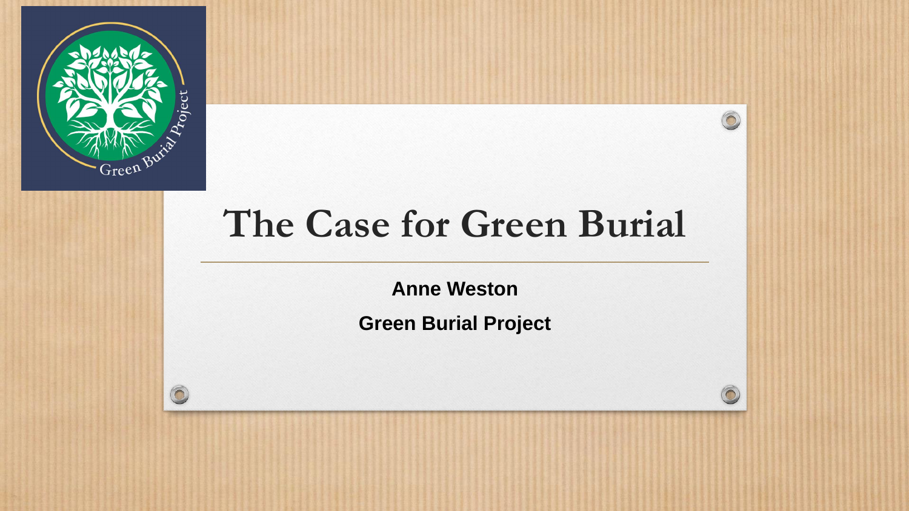# The Case for Green Burial

**Anne Weston**

**Green Burial Project**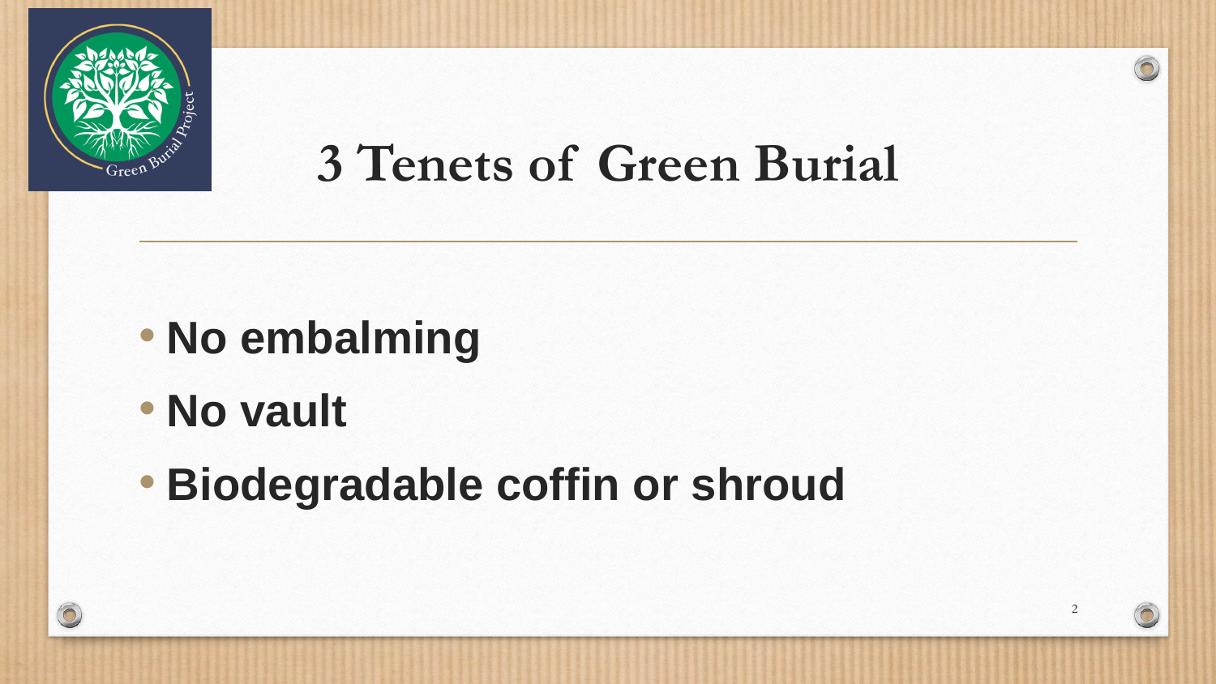# 3 Tenets of Green Burial

- **No embalming**
- **No vault**
- **Biodegradable coffin or shroud**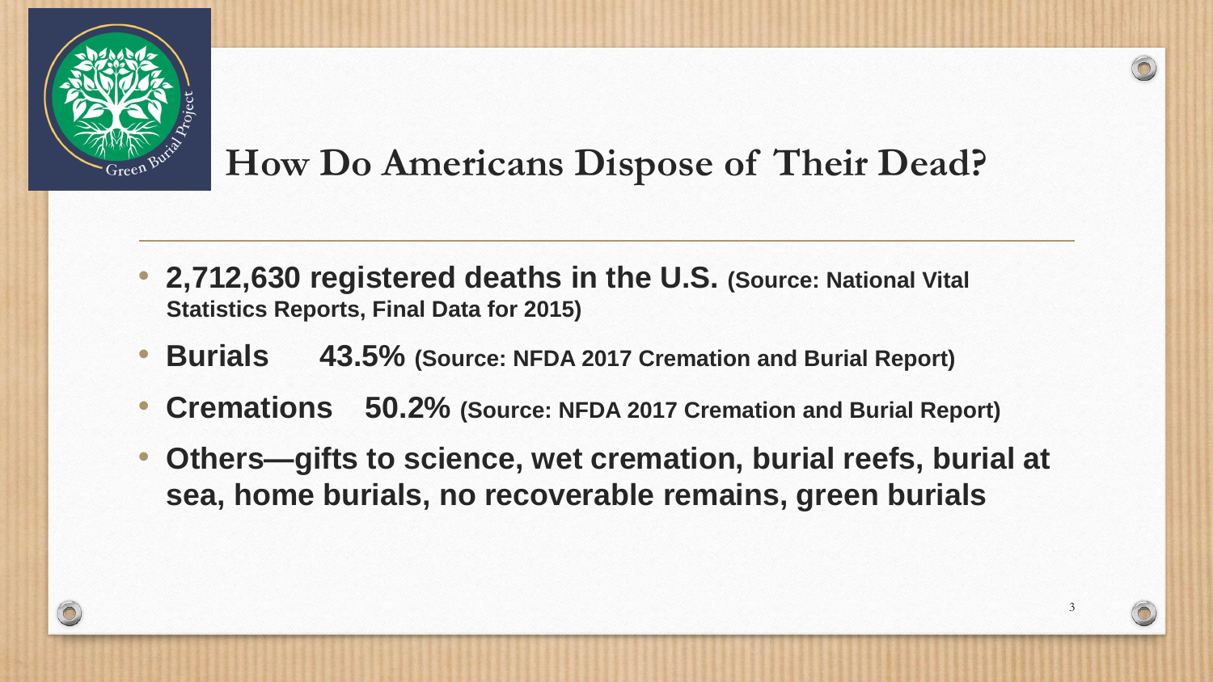# How Do Americans Dispose of Their Dead?

- **2,712,630 registered deaths in the U.S. (Source: National Vital Statistics Reports, Final Data for 2015)**
- **Burials 43.5% (Source: NFDA 2017 Cremation and Burial Report)**
- **Cremations 50.2% (Source: NFDA 2017 Cremation and Burial Report)**
- **Others—gifts to science, wet cremation, burial reefs, burial at sea, home burials, no recoverable remains, green burials**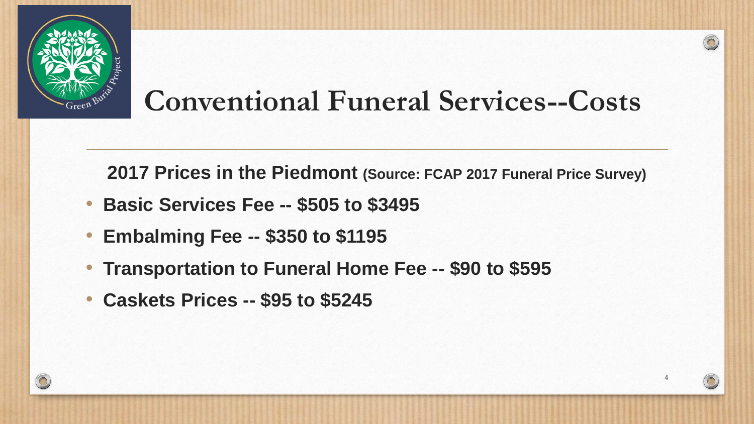# Conventional Funeral Services--Costs

**2017 Prices in the Piedmont (Source: FCAP 2017 Funeral Price Survey)**

- **Basic Services Fee -- $505 to $3495**
- **Embalming Fee -- $350 to $1195**
- **Transportation to Funeral Home Fee -- $90 to $595**
- **Caskets Prices -- $95 to $5245**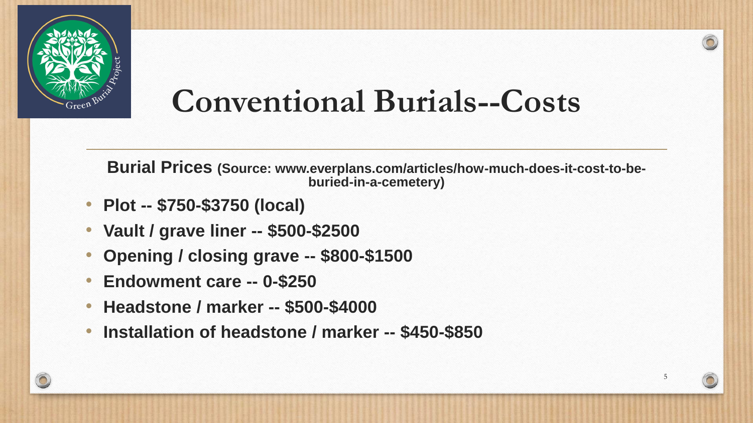# Conventional Burials--Costs

**Burial Prices** **(Source: www.everplans.com/articles/how-much-does-it-cost-to-be-buried-in-a-cemetery)**

- **Plot -- $750-$3750 (local)**
- **Vault / grave liner -- $500-$2500**
- **Opening / closing grave -- $800-$1500**
- **Endowment care -- 0-$250**
- **Headstone / marker -- $500-$4000**
- **Installation of headstone / marker -- $450-$850**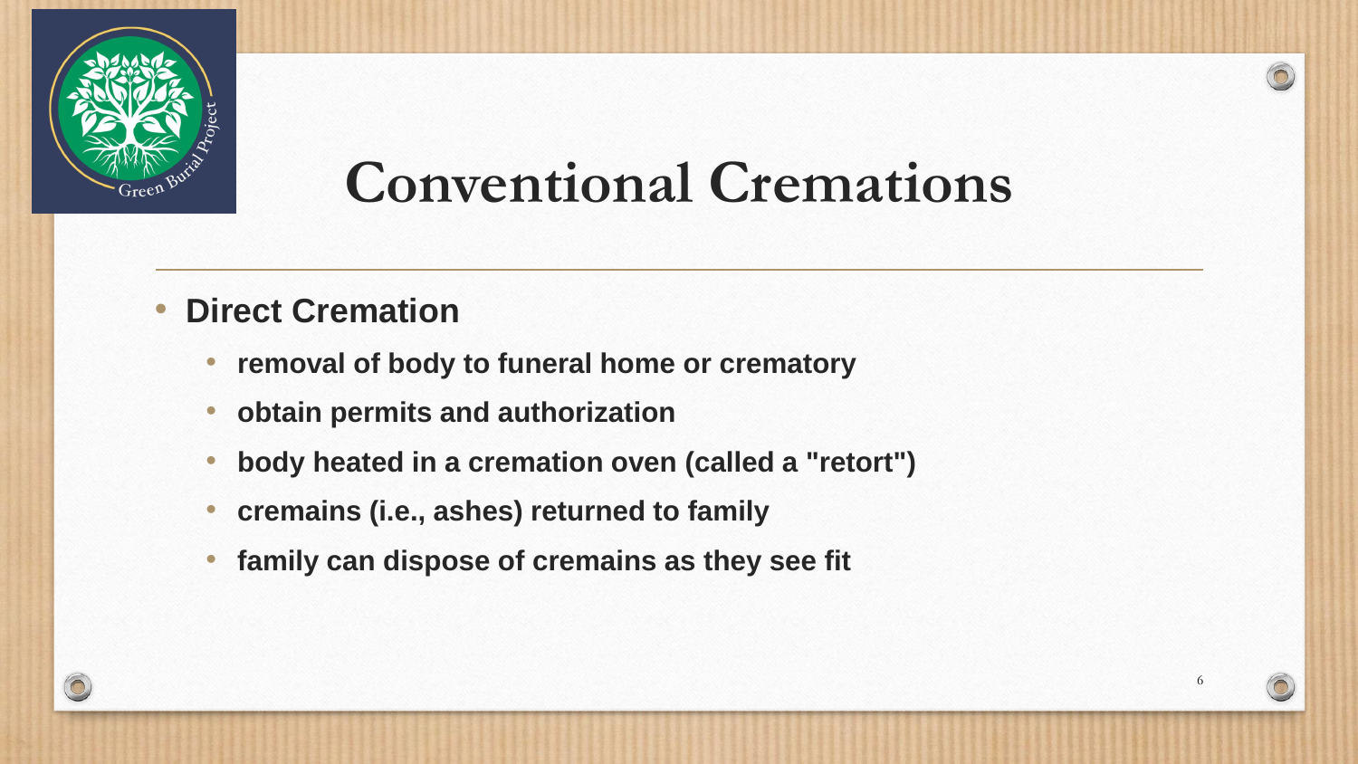# Conventional Cremations

- **Direct Cremation**
  - **removal of body to funeral home or crematory**
  - **obtain permits and authorization**
  - **body heated in a cremation oven (called a "retort")**
  - **cremains (i.e., ashes) returned to family**
  - **family can dispose of cremains as they see fit**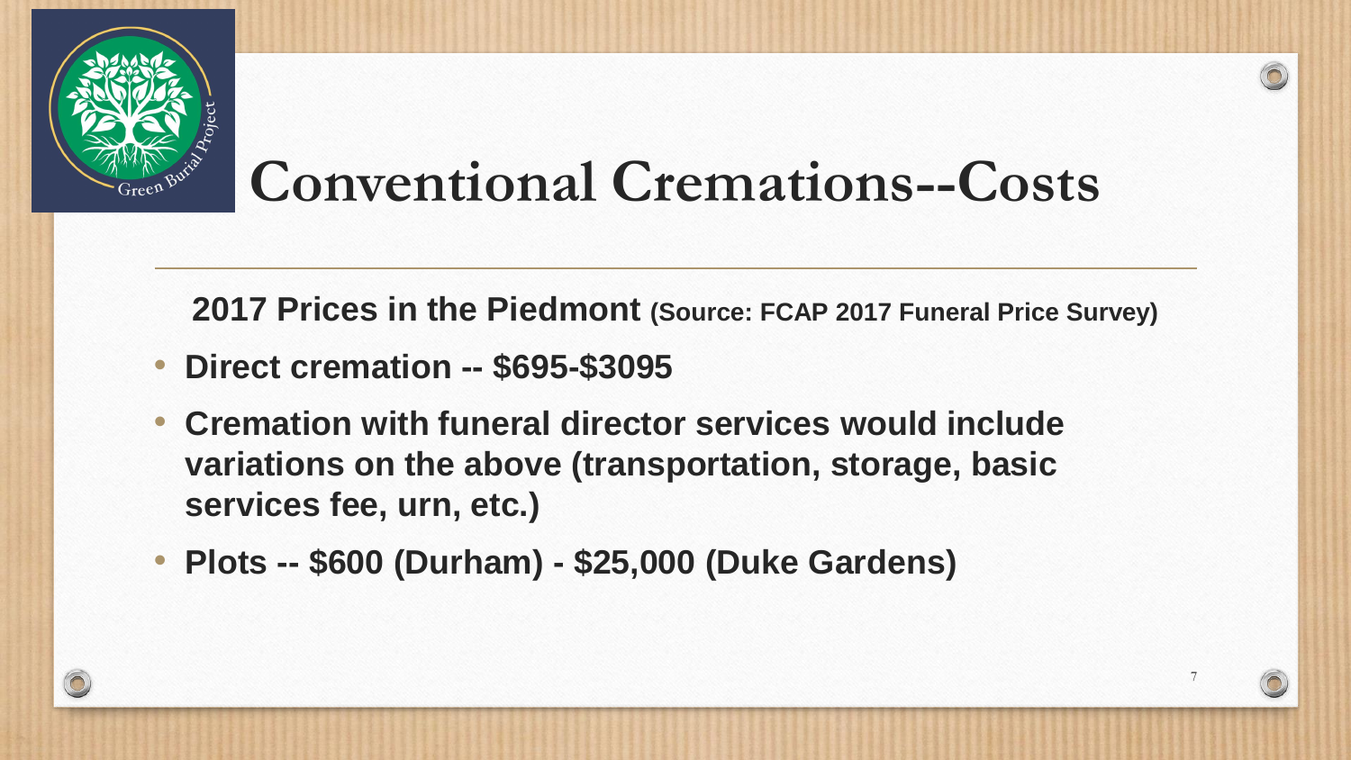# Conventional Cremations--Costs

**2017 Prices in the Piedmont (Source: FCAP 2017 Funeral Price Survey)**

- **Direct cremation -- \$695-\$3095**
- **Cremation with funeral director services would include variations on the above (transportation, storage, basic services fee, urn, etc.)**
- **Plots -- \$600 (Durham) - \$25,000 (Duke Gardens)**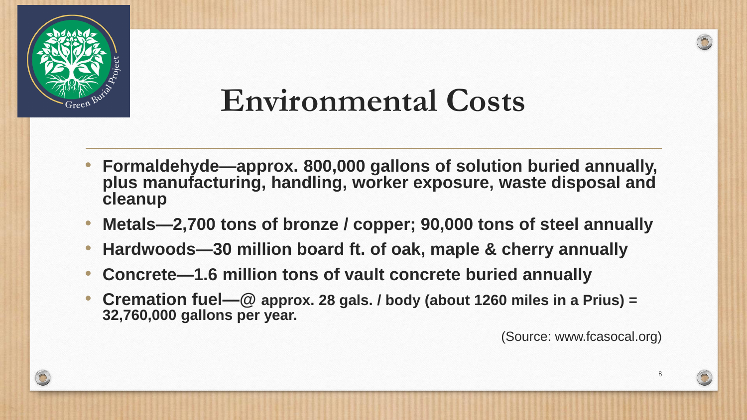# Environmental Costs

- **Formaldehyde—approx. 800,000 gallons of solution buried annually, plus manufacturing, handling, worker exposure, waste disposal and cleanup**
- **Metals—2,700 tons of bronze / copper; 90,000 tons of steel annually**
- **Hardwoods—30 million board ft. of oak, maple & cherry annually**
- **Concrete—1.6 million tons of vault concrete buried annually**
- **Cremation fuel—@ approx. 28 gals. / body (about 1260 miles in a Prius) = 32,760,000 gallons per year.**

(Source: www.fcasocal.org)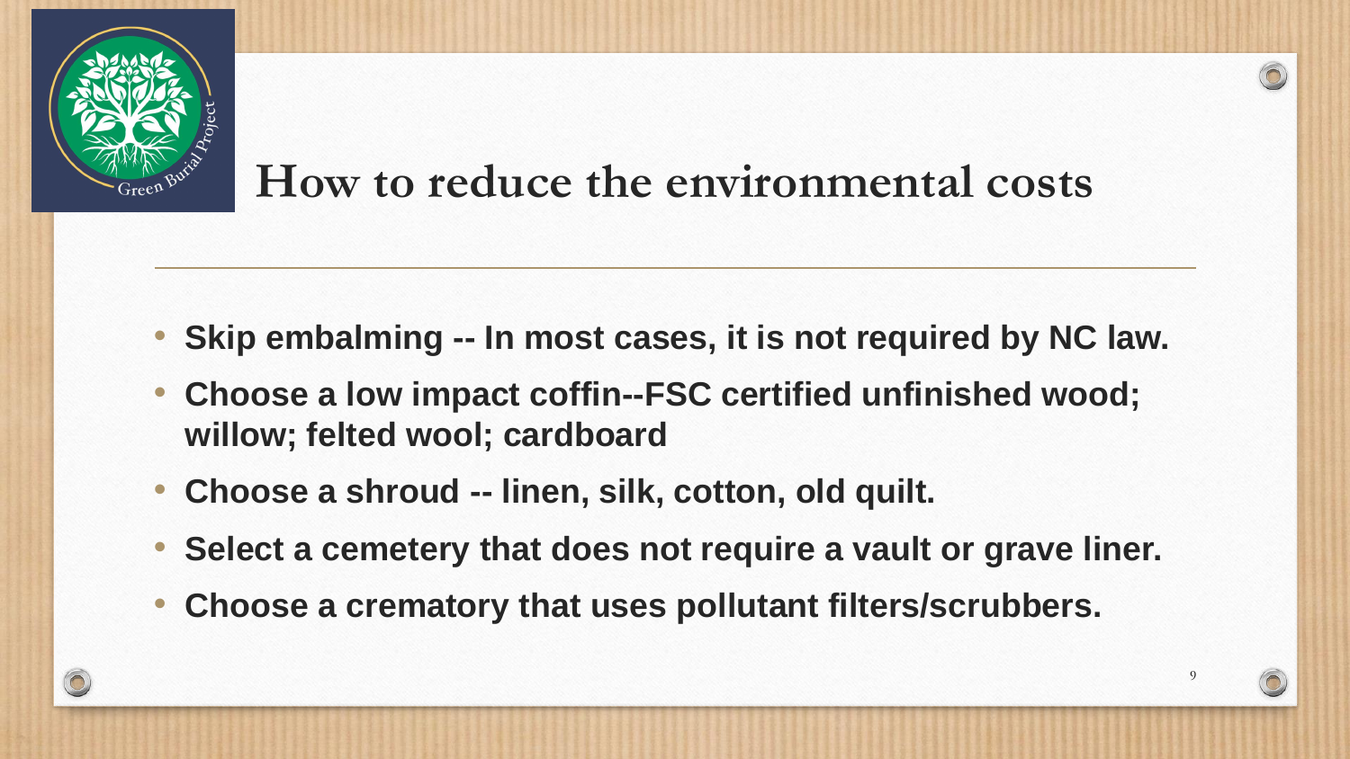# How to reduce the environmental costs

- **Skip embalming -- In most cases, it is not required by NC law.**
- **Choose a low impact coffin--FSC certified unfinished wood; willow; felted wool; cardboard**
- **Choose a shroud -- linen, silk, cotton, old quilt.**
- **Select a cemetery that does not require a vault or grave liner.**
- **Choose a crematory that uses pollutant filters/scrubbers.**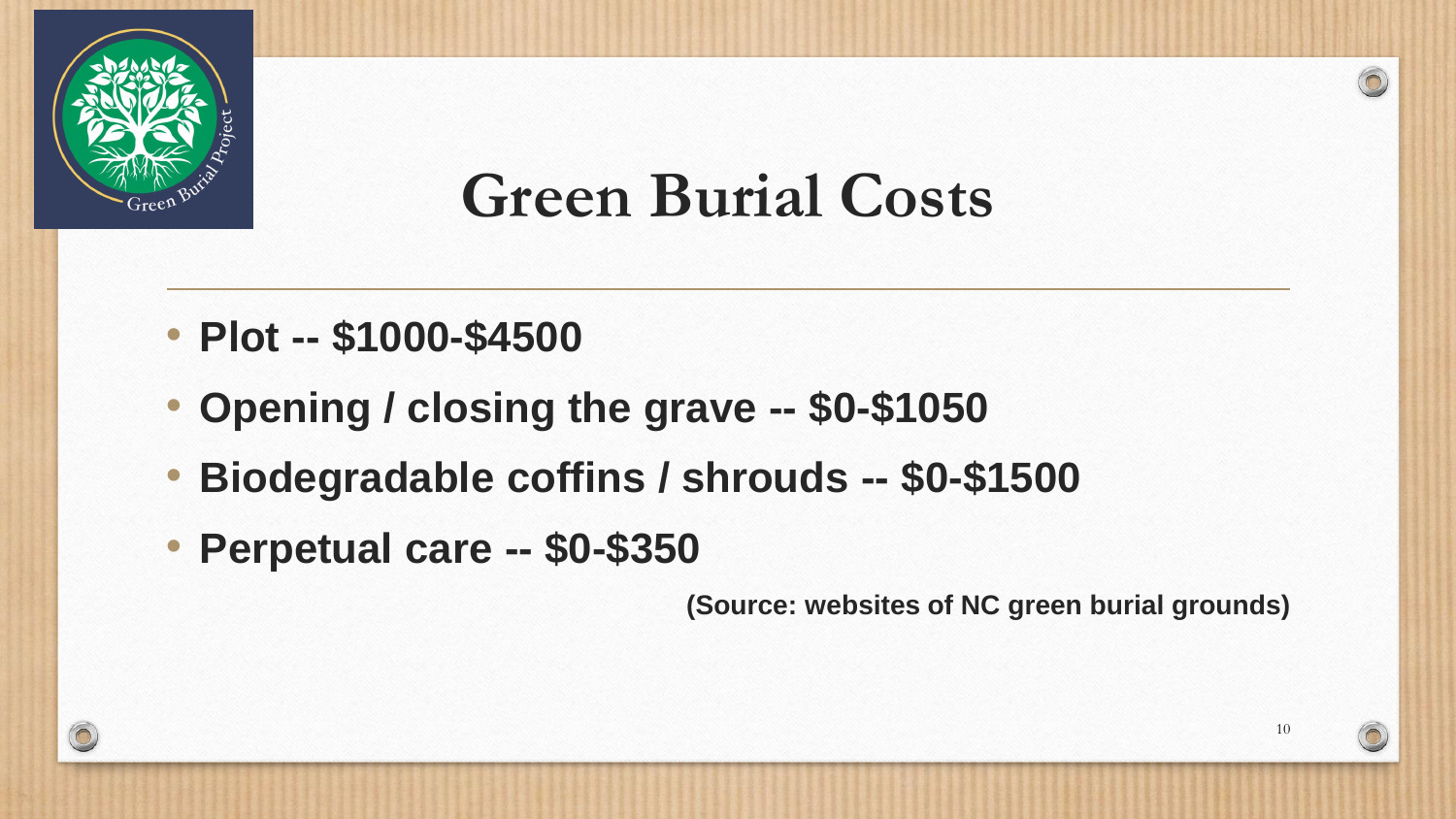# Green Burial Costs

- **Plot -- $1000-$4500**
- **Opening / closing the grave -- $0-$1050**
- **Biodegradable coffins / shrouds -- $0-$1500**
- **Perpetual care -- $0-$350**

**(Source: websites of NC green burial grounds)**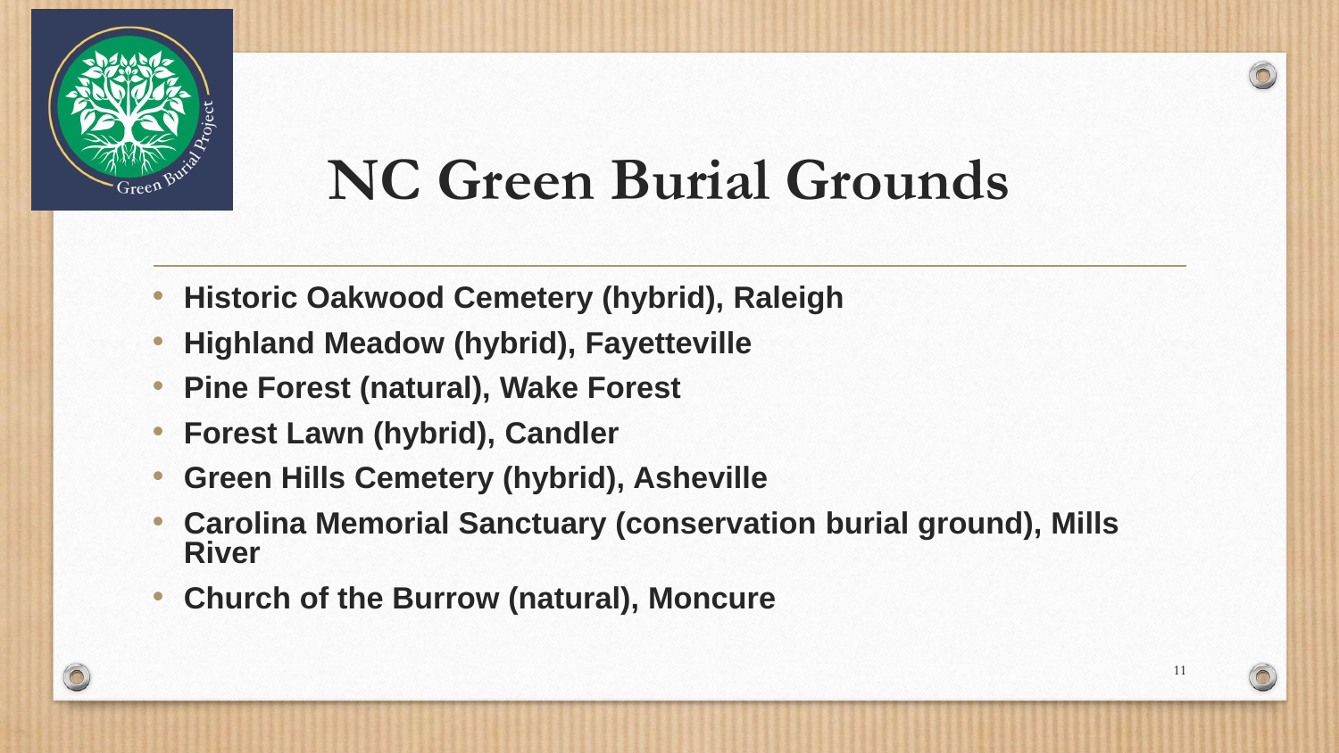# NC Green Burial Grounds

- **Historic Oakwood Cemetery (hybrid), Raleigh**
- **Highland Meadow (hybrid), Fayetteville**
- **Pine Forest (natural), Wake Forest**
- **Forest Lawn (hybrid), Candler**
- **Green Hills Cemetery (hybrid), Asheville**
- **Carolina Memorial Sanctuary (conservation burial ground), Mills River**
- **Church of the Burrow (natural), Moncure**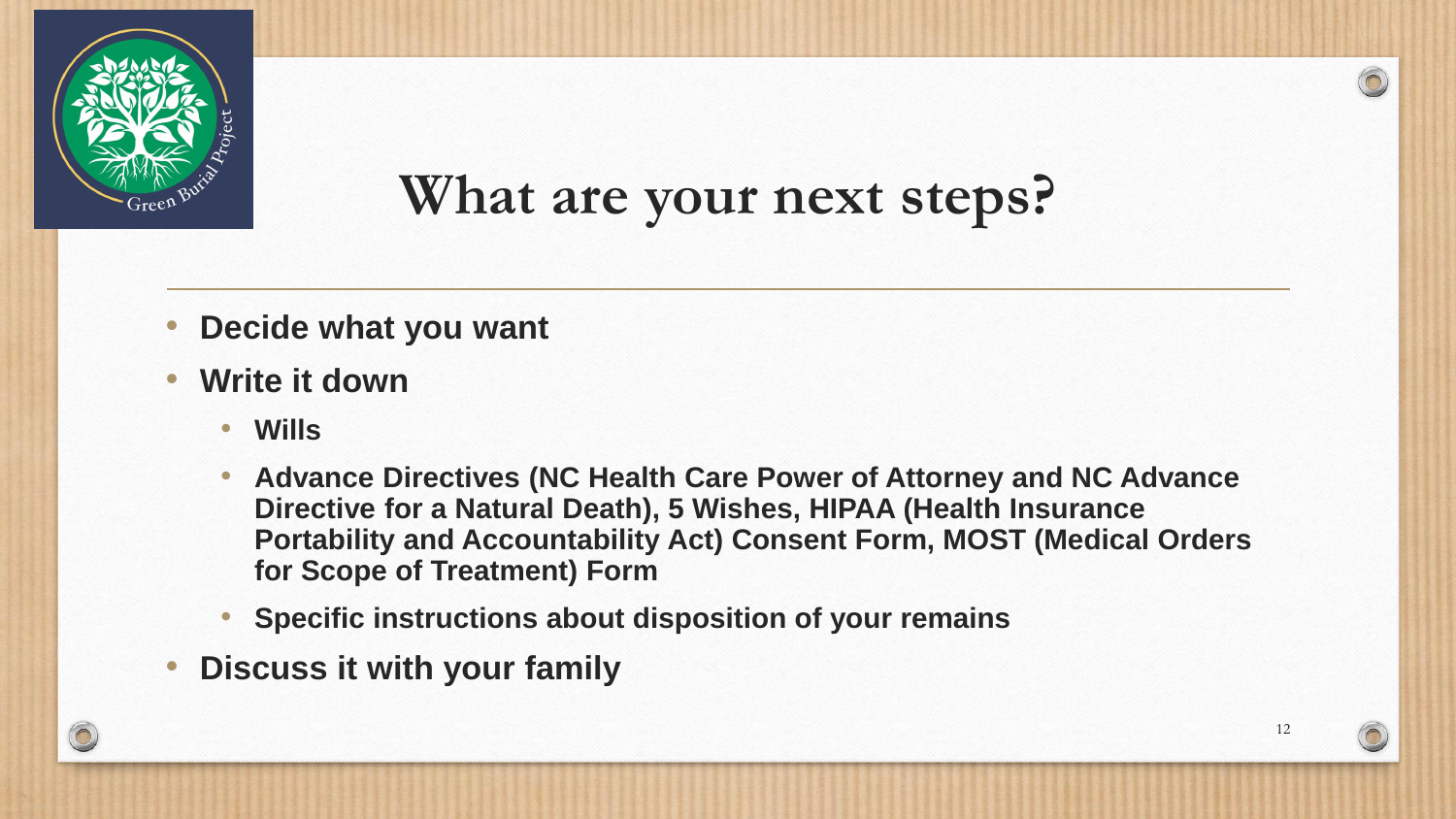# What are your next steps?

- **Decide what you want**
- **Write it down**
  - **Wills**
  - **Advance Directives (NC Health Care Power of Attorney and NC Advance Directive for a Natural Death), 5 Wishes, HIPAA (Health Insurance Portability and Accountability Act) Consent Form, MOST (Medical Orders for Scope of Treatment) Form**
  - **Specific instructions about disposition of your remains**
- **Discuss it with your family**